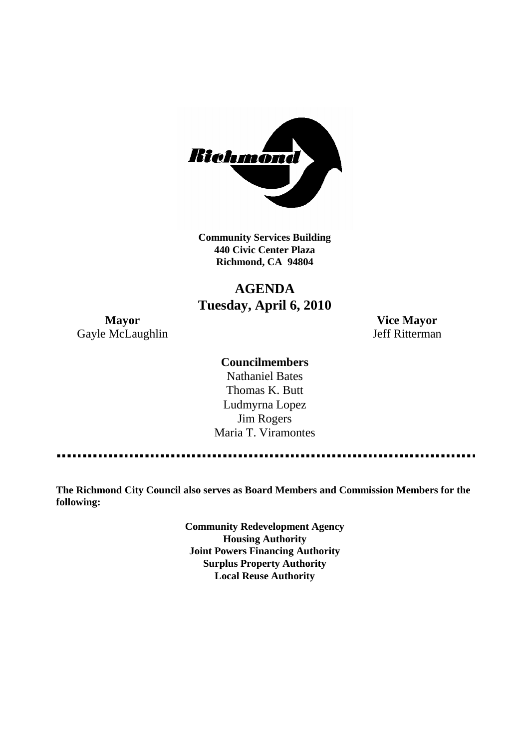**Community Services Building**
**440 Civic Center Plaza**
**Richmond, CA 94804**

# AGENDA
## Tuesday, April 6, 2010

**Mayor**
Gayle McLaughlin

**Vice Mayor**
Jeff Ritterman

**Councilmembers**
Nathaniel Bates
Thomas K. Butt
Ludmyrna Lopez
Jim Rogers
Maria T. Viramontes

---

**The Richmond City Council also serves as Board Members and Commission Members for the following:**

**Community Redevelopment Agency**
**Housing Authority**
**Joint Powers Financing Authority**
**Surplus Property Authority**
**Local Reuse Authority**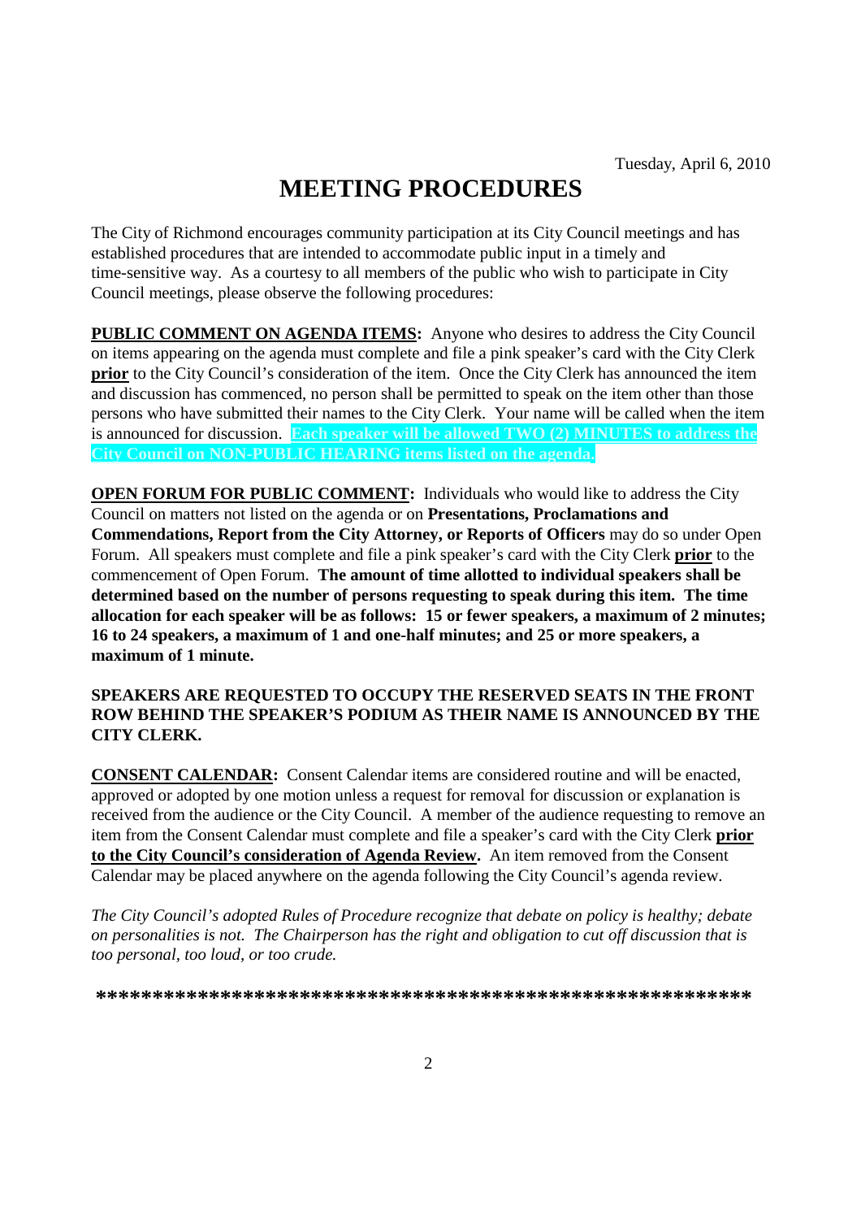Tuesday, April 6, 2010

# MEETING PROCEDURES

The City of Richmond encourages community participation at its City Council meetings and has established procedures that are intended to accommodate public input in a timely and time-sensitive way. As a courtesy to all members of the public who wish to participate in City Council meetings, please observe the following procedures:

**PUBLIC COMMENT ON AGENDA ITEMS:** Anyone who desires to address the City Council on items appearing on the agenda must complete and file a pink speaker's card with the City Clerk **prior** to the City Council's consideration of the item. Once the City Clerk has announced the item and discussion has commenced, no person shall be permitted to speak on the item other than those persons who have submitted their names to the City Clerk. Your name will be called when the item is announced for discussion. **Each speaker will be allowed TWO (2) MINUTES to address the City Council on NON-PUBLIC HEARING items listed on the agenda.**

**OPEN FORUM FOR PUBLIC COMMENT:** Individuals who would like to address the City Council on matters not listed on the agenda or on **Presentations, Proclamations and Commendations, Report from the City Attorney, or Reports of Officers** may do so under Open Forum. All speakers must complete and file a pink speaker's card with the City Clerk **prior** to the commencement of Open Forum. **The amount of time allotted to individual speakers shall be determined based on the number of persons requesting to speak during this item. The time allocation for each speaker will be as follows: 15 or fewer speakers, a maximum of 2 minutes; 16 to 24 speakers, a maximum of 1 and one-half minutes; and 25 or more speakers, a maximum of 1 minute.**

**SPEAKERS ARE REQUESTED TO OCCUPY THE RESERVED SEATS IN THE FRONT ROW BEHIND THE SPEAKER'S PODIUM AS THEIR NAME IS ANNOUNCED BY THE CITY CLERK.**

**CONSENT CALENDAR:** Consent Calendar items are considered routine and will be enacted, approved or adopted by one motion unless a request for removal for discussion or explanation is received from the audience or the City Council. A member of the audience requesting to remove an item from the Consent Calendar must complete and file a speaker's card with the City Clerk **prior to the City Council's consideration of Agenda Review.** An item removed from the Consent Calendar may be placed anywhere on the agenda following the City Council's agenda review.

*The City Council's adopted Rules of Procedure recognize that debate on policy is healthy; debate on personalities is not. The Chairperson has the right and obligation to cut off discussion that is too personal, too loud, or too crude.*

**\*\*\*\*\*\*\*\*\*\*\*\*\*\*\*\*\*\*\*\*\*\*\*\*\*\*\*\*\*\*\*\*\*\*\*\*\*\*\*\*\*\*\*\*\*\*\*\*\*\*\*\*\*\*\*\*\*\*\*\*\***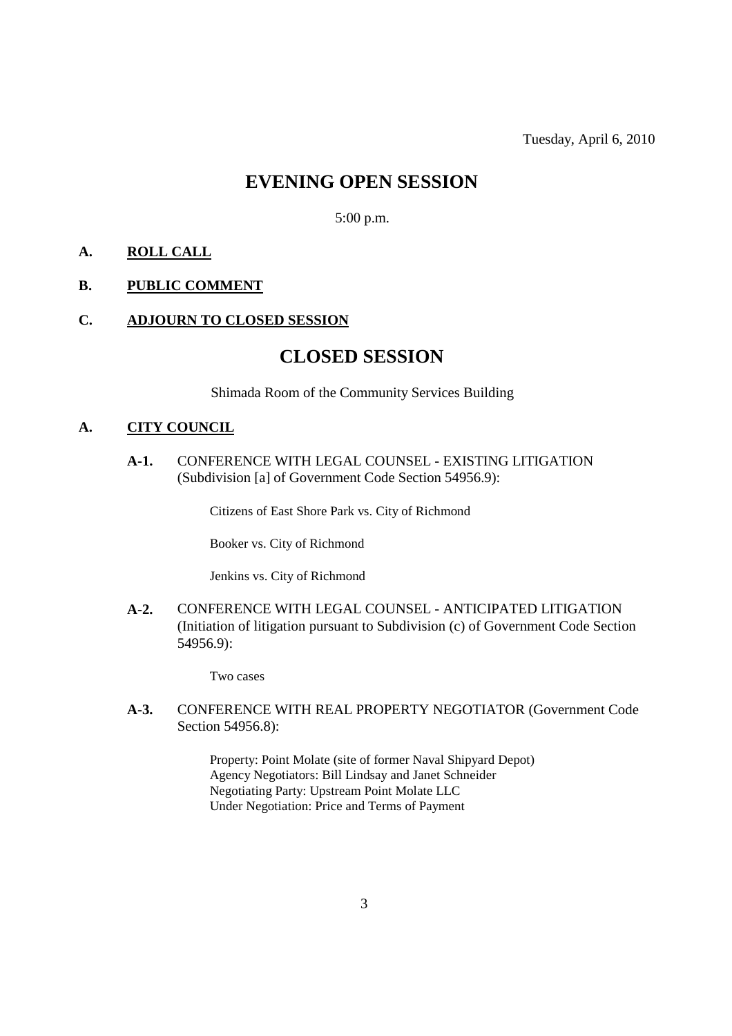Tuesday, April 6, 2010

# EVENING OPEN SESSION

5:00 p.m.

**A. ROLL CALL**

**B. PUBLIC COMMENT**

**C. ADJOURN TO CLOSED SESSION**

# CLOSED SESSION

Shimada Room of the Community Services Building

**A. CITY COUNCIL**

**A-1.** CONFERENCE WITH LEGAL COUNSEL - EXISTING LITIGATION (Subdivision [a] of Government Code Section 54956.9):

Citizens of East Shore Park vs. City of Richmond

Booker vs. City of Richmond

Jenkins vs. City of Richmond

**A-2.** CONFERENCE WITH LEGAL COUNSEL - ANTICIPATED LITIGATION (Initiation of litigation pursuant to Subdivision (c) of Government Code Section 54956.9):

Two cases

**A-3.** CONFERENCE WITH REAL PROPERTY NEGOTIATOR (Government Code Section 54956.8):

Property: Point Molate (site of former Naval Shipyard Depot)
Agency Negotiators: Bill Lindsay and Janet Schneider
Negotiating Party: Upstream Point Molate LLC
Under Negotiation: Price and Terms of Payment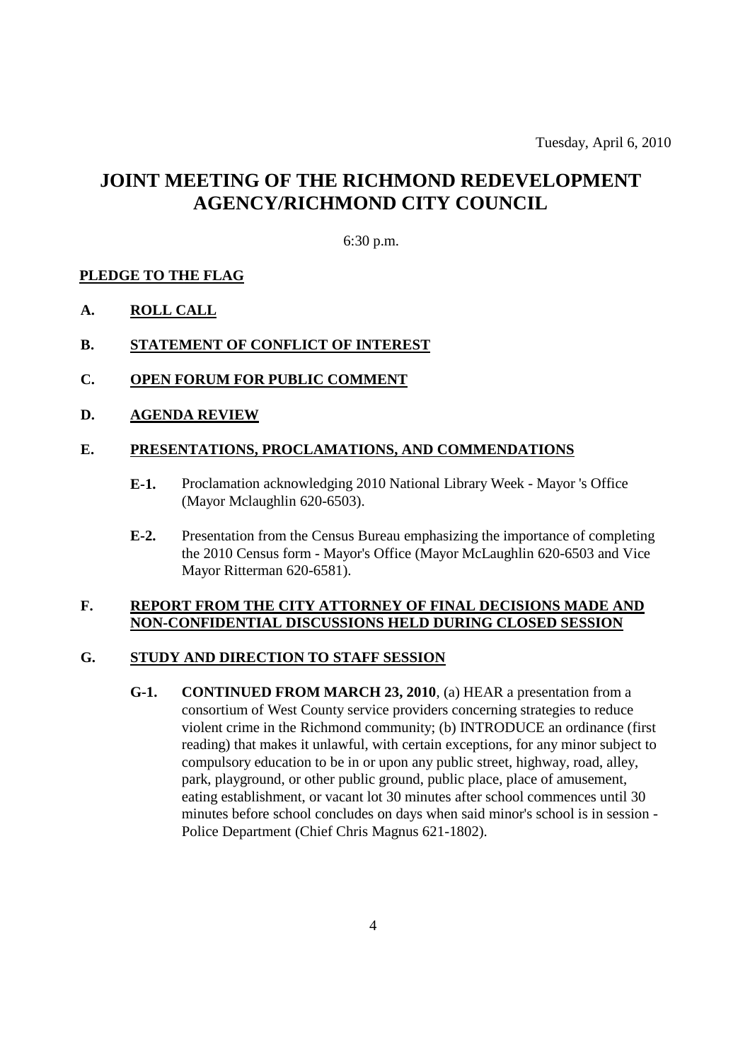Tuesday, April 6, 2010

# JOINT MEETING OF THE RICHMOND REDEVELOPMENT AGENCY/RICHMOND CITY COUNCIL

6:30 p.m.

**PLEDGE TO THE FLAG**

**A. ROLL CALL**

**B. STATEMENT OF CONFLICT OF INTEREST**

**C. OPEN FORUM FOR PUBLIC COMMENT**

**D. AGENDA REVIEW**

**E. PRESENTATIONS, PROCLAMATIONS, AND COMMENDATIONS**

**E-1.** Proclamation acknowledging 2010 National Library Week - Mayor 's Office (Mayor Mclaughlin 620-6503).

**E-2.** Presentation from the Census Bureau emphasizing the importance of completing the 2010 Census form - Mayor's Office (Mayor McLaughlin 620-6503 and Vice Mayor Ritterman 620-6581).

**F. REPORT FROM THE CITY ATTORNEY OF FINAL DECISIONS MADE AND NON-CONFIDENTIAL DISCUSSIONS HELD DURING CLOSED SESSION**

**G. STUDY AND DIRECTION TO STAFF SESSION**

**G-1. CONTINUED FROM MARCH 23, 2010**, (a) HEAR a presentation from a consortium of West County service providers concerning strategies to reduce violent crime in the Richmond community; (b) INTRODUCE an ordinance (first reading) that makes it unlawful, with certain exceptions, for any minor subject to compulsory education to be in or upon any public street, highway, road, alley, park, playground, or other public ground, public place, place of amusement, eating establishment, or vacant lot 30 minutes after school commences until 30 minutes before school concludes on days when said minor's school is in session - Police Department (Chief Chris Magnus 621-1802).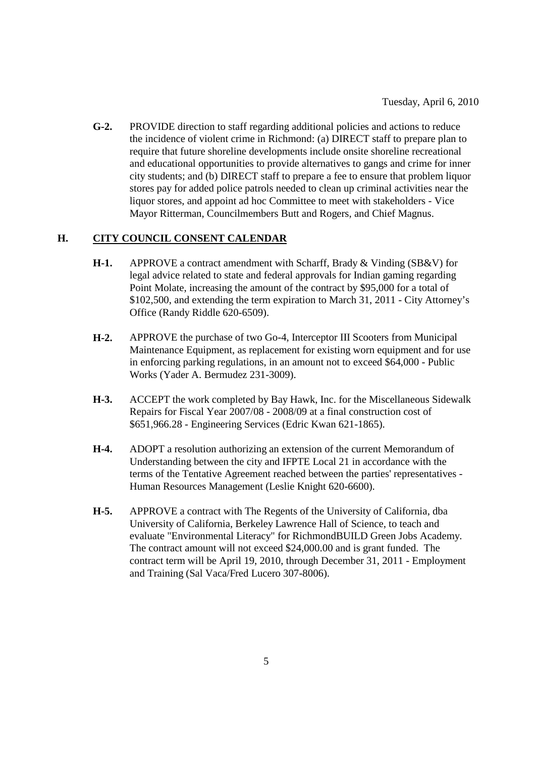**G-2.** PROVIDE direction to staff regarding additional policies and actions to reduce the incidence of violent crime in Richmond: (a) DIRECT staff to prepare plan to require that future shoreline developments include onsite shoreline recreational and educational opportunities to provide alternatives to gangs and crime for inner city students; and (b) DIRECT staff to prepare a fee to ensure that problem liquor stores pay for added police patrols needed to clean up criminal activities near the liquor stores, and appoint ad hoc Committee to meet with stakeholders - Vice Mayor Ritterman, Councilmembers Butt and Rogers, and Chief Magnus.

## H. CITY COUNCIL CONSENT CALENDAR

**H-1.** APPROVE a contract amendment with Scharff, Brady & Vinding (SB&V) for legal advice related to state and federal approvals for Indian gaming regarding Point Molate, increasing the amount of the contract by $95,000 for a total of $102,500, and extending the term expiration to March 31, 2011 - City Attorney's Office (Randy Riddle 620-6509).

**H-2.** APPROVE the purchase of two Go-4, Interceptor III Scooters from Municipal Maintenance Equipment, as replacement for existing worn equipment and for use in enforcing parking regulations, in an amount not to exceed $64,000 - Public Works (Yader A. Bermudez 231-3009).

**H-3.** ACCEPT the work completed by Bay Hawk, Inc. for the Miscellaneous Sidewalk Repairs for Fiscal Year 2007/08 - 2008/09 at a final construction cost of $651,966.28 - Engineering Services (Edric Kwan 621-1865).

**H-4.** ADOPT a resolution authorizing an extension of the current Memorandum of Understanding between the city and IFPTE Local 21 in accordance with the terms of the Tentative Agreement reached between the parties' representatives - Human Resources Management (Leslie Knight 620-6600).

**H-5.** APPROVE a contract with The Regents of the University of California, dba University of California, Berkeley Lawrence Hall of Science, to teach and evaluate "Environmental Literacy" for RichmondBUILD Green Jobs Academy. The contract amount will not exceed $24,000.00 and is grant funded. The contract term will be April 19, 2010, through December 31, 2011 - Employment and Training (Sal Vaca/Fred Lucero 307-8006).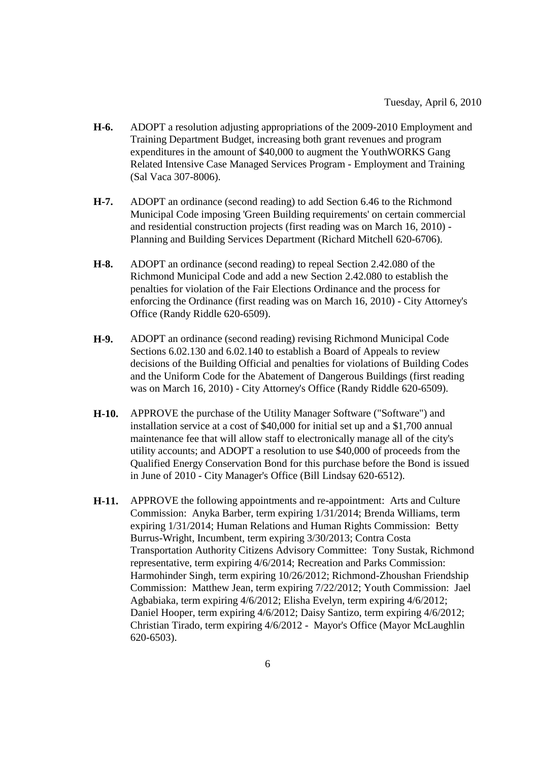Tuesday, April 6, 2010

**H-6.** ADOPT a resolution adjusting appropriations of the 2009-2010 Employment and Training Department Budget, increasing both grant revenues and program expenditures in the amount of $40,000 to augment the YouthWORKS Gang Related Intensive Case Managed Services Program - Employment and Training (Sal Vaca 307-8006).

**H-7.** ADOPT an ordinance (second reading) to add Section 6.46 to the Richmond Municipal Code imposing 'Green Building requirements' on certain commercial and residential construction projects (first reading was on March 16, 2010) - Planning and Building Services Department (Richard Mitchell 620-6706).

**H-8.** ADOPT an ordinance (second reading) to repeal Section 2.42.080 of the Richmond Municipal Code and add a new Section 2.42.080 to establish the penalties for violation of the Fair Elections Ordinance and the process for enforcing the Ordinance (first reading was on March 16, 2010) - City Attorney's Office (Randy Riddle 620-6509).

**H-9.** ADOPT an ordinance (second reading) revising Richmond Municipal Code Sections 6.02.130 and 6.02.140 to establish a Board of Appeals to review decisions of the Building Official and penalties for violations of Building Codes and the Uniform Code for the Abatement of Dangerous Buildings (first reading was on March 16, 2010) - City Attorney's Office (Randy Riddle 620-6509).

**H-10.** APPROVE the purchase of the Utility Manager Software ("Software") and installation service at a cost of $40,000 for initial set up and a $1,700 annual maintenance fee that will allow staff to electronically manage all of the city's utility accounts; and ADOPT a resolution to use $40,000 of proceeds from the Qualified Energy Conservation Bond for this purchase before the Bond is issued in June of 2010 - City Manager's Office (Bill Lindsay 620-6512).

**H-11.** APPROVE the following appointments and re-appointment: Arts and Culture Commission: Anyka Barber, term expiring 1/31/2014; Brenda Williams, term expiring 1/31/2014; Human Relations and Human Rights Commission: Betty Burrus-Wright, Incumbent, term expiring 3/30/2013; Contra Costa Transportation Authority Citizens Advisory Committee: Tony Sustak, Richmond representative, term expiring 4/6/2014; Recreation and Parks Commission: Harmohinder Singh, term expiring 10/26/2012; Richmond-Zhoushan Friendship Commission: Matthew Jean, term expiring 7/22/2012; Youth Commission: Jael Agbabiaka, term expiring 4/6/2012; Elisha Evelyn, term expiring 4/6/2012; Daniel Hooper, term expiring 4/6/2012; Daisy Santizo, term expiring 4/6/2012; Christian Tirado, term expiring 4/6/2012 - Mayor's Office (Mayor McLaughlin 620-6503).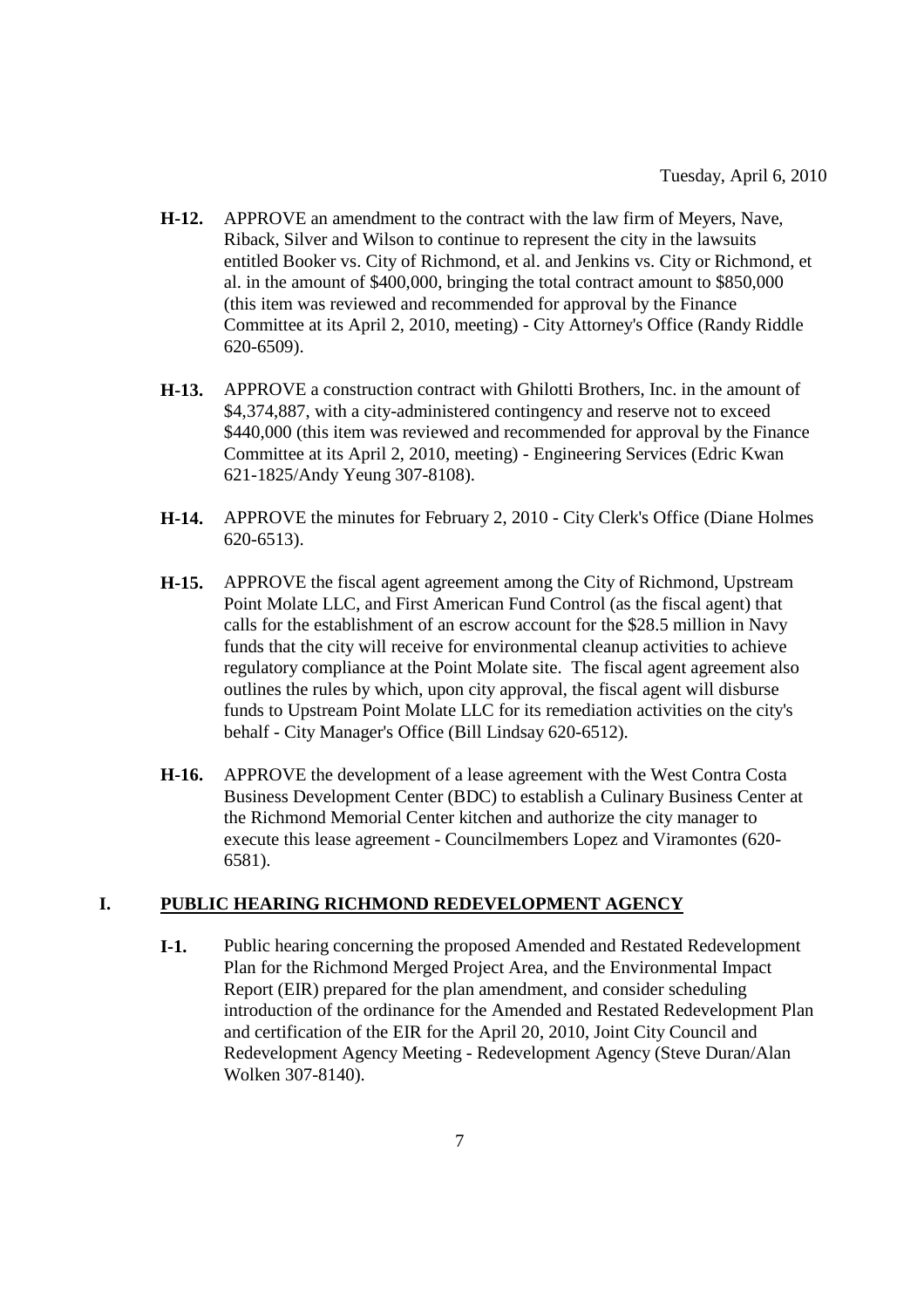Tuesday, April 6, 2010

**H-12.** APPROVE an amendment to the contract with the law firm of Meyers, Nave, Riback, Silver and Wilson to continue to represent the city in the lawsuits entitled Booker vs. City of Richmond, et al. and Jenkins vs. City or Richmond, et al. in the amount of $400,000, bringing the total contract amount to $850,000 (this item was reviewed and recommended for approval by the Finance Committee at its April 2, 2010, meeting) - City Attorney's Office (Randy Riddle 620-6509).

**H-13.** APPROVE a construction contract with Ghilotti Brothers, Inc. in the amount of $4,374,887, with a city-administered contingency and reserve not to exceed $440,000 (this item was reviewed and recommended for approval by the Finance Committee at its April 2, 2010, meeting) - Engineering Services (Edric Kwan 621-1825/Andy Yeung 307-8108).

**H-14.** APPROVE the minutes for February 2, 2010 - City Clerk's Office (Diane Holmes 620-6513).

**H-15.** APPROVE the fiscal agent agreement among the City of Richmond, Upstream Point Molate LLC, and First American Fund Control (as the fiscal agent) that calls for the establishment of an escrow account for the $28.5 million in Navy funds that the city will receive for environmental cleanup activities to achieve regulatory compliance at the Point Molate site. The fiscal agent agreement also outlines the rules by which, upon city approval, the fiscal agent will disburse funds to Upstream Point Molate LLC for its remediation activities on the city's behalf - City Manager's Office (Bill Lindsay 620-6512).

**H-16.** APPROVE the development of a lease agreement with the West Contra Costa Business Development Center (BDC) to establish a Culinary Business Center at the Richmond Memorial Center kitchen and authorize the city manager to execute this lease agreement - Councilmembers Lopez and Viramontes (620-6581).

## I. PUBLIC HEARING RICHMOND REDEVELOPMENT AGENCY

**I-1.** Public hearing concerning the proposed Amended and Restated Redevelopment Plan for the Richmond Merged Project Area, and the Environmental Impact Report (EIR) prepared for the plan amendment, and consider scheduling introduction of the ordinance for the Amended and Restated Redevelopment Plan and certification of the EIR for the April 20, 2010, Joint City Council and Redevelopment Agency Meeting - Redevelopment Agency (Steve Duran/Alan Wolken 307-8140).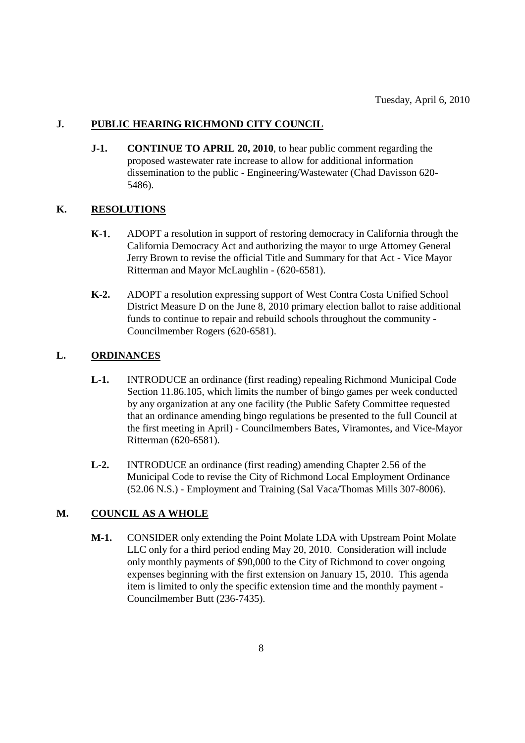Tuesday, April 6, 2010

## J. PUBLIC HEARING RICHMOND CITY COUNCIL

**J-1.** **CONTINUE TO APRIL 20, 2010**, to hear public comment regarding the proposed wastewater rate increase to allow for additional information dissemination to the public - Engineering/Wastewater (Chad Davisson 620-5486).

## K. RESOLUTIONS

**K-1.** ADOPT a resolution in support of restoring democracy in California through the California Democracy Act and authorizing the mayor to urge Attorney General Jerry Brown to revise the official Title and Summary for that Act - Vice Mayor Ritterman and Mayor McLaughlin - (620-6581).

**K-2.** ADOPT a resolution expressing support of West Contra Costa Unified School District Measure D on the June 8, 2010 primary election ballot to raise additional funds to continue to repair and rebuild schools throughout the community - Councilmember Rogers (620-6581).

## L. ORDINANCES

**L-1.** INTRODUCE an ordinance (first reading) repealing Richmond Municipal Code Section 11.86.105, which limits the number of bingo games per week conducted by any organization at any one facility (the Public Safety Committee requested that an ordinance amending bingo regulations be presented to the full Council at the first meeting in April) - Councilmembers Bates, Viramontes, and Vice-Mayor Ritterman (620-6581).

**L-2.** INTRODUCE an ordinance (first reading) amending Chapter 2.56 of the Municipal Code to revise the City of Richmond Local Employment Ordinance (52.06 N.S.) - Employment and Training (Sal Vaca/Thomas Mills 307-8006).

## M. COUNCIL AS A WHOLE

**M-1.** CONSIDER only extending the Point Molate LDA with Upstream Point Molate LLC only for a third period ending May 20, 2010. Consideration will include only monthly payments of $90,000 to the City of Richmond to cover ongoing expenses beginning with the first extension on January 15, 2010. This agenda item is limited to only the specific extension time and the monthly payment - Councilmember Butt (236-7435).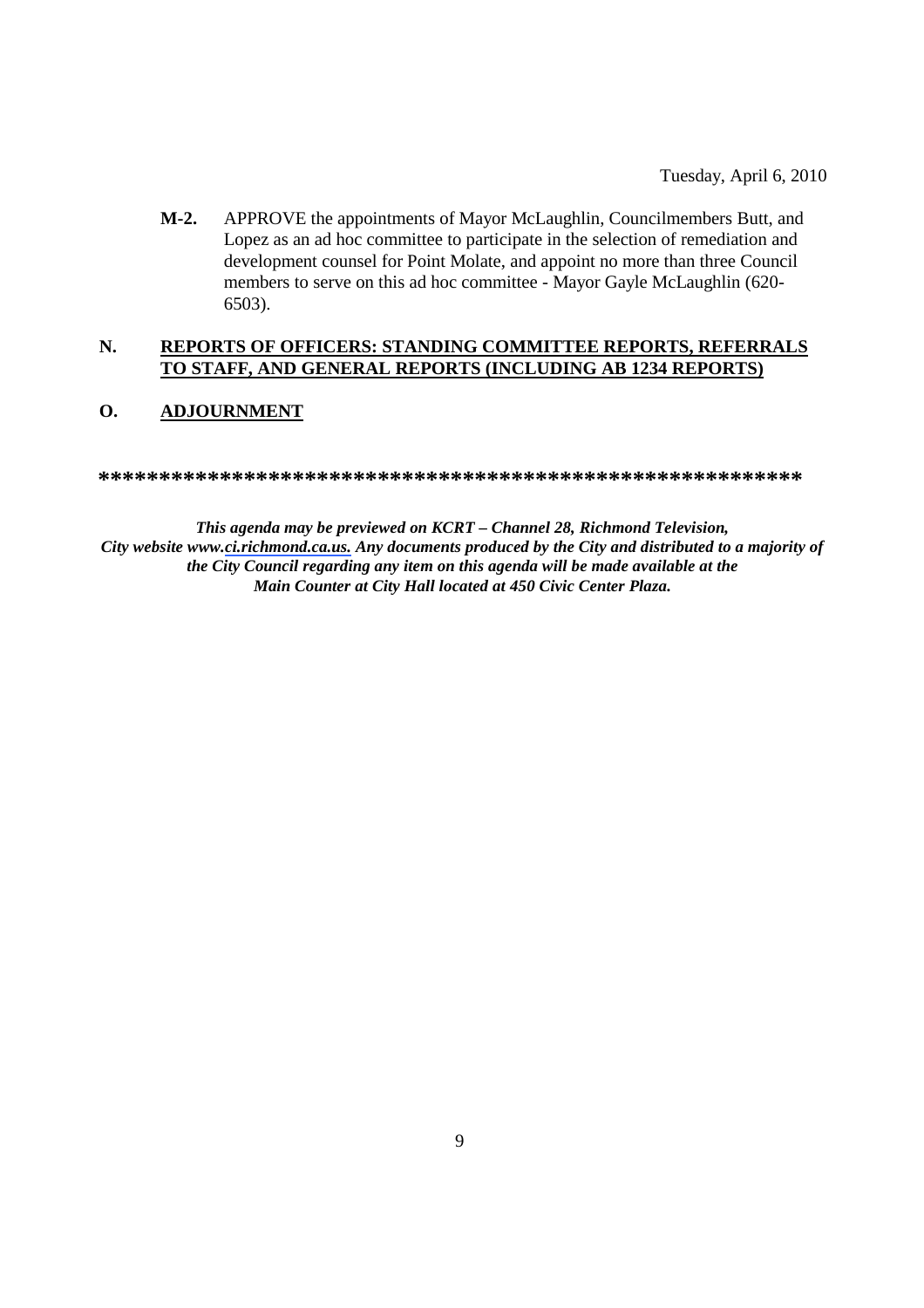**M-2.** APPROVE the appointments of Mayor McLaughlin, Councilmembers Butt, and Lopez as an ad hoc committee to participate in the selection of remediation and development counsel for Point Molate, and appoint no more than three Council members to serve on this ad hoc committee - Mayor Gayle McLaughlin (620-6503).

## N. REPORTS OF OFFICERS: STANDING COMMITTEE REPORTS, REFERRALS TO STAFF, AND GENERAL REPORTS (INCLUDING AB 1234 REPORTS)

## O. ADJOURNMENT

**************************************************************

***This agenda may be previewed on KCRT – Channel 28, Richmond Television, City website www.ci.richmond.ca.us. Any documents produced by the City and distributed to a majority of the City Council regarding any item on this agenda will be made available at the Main Counter at City Hall located at 450 Civic Center Plaza.***